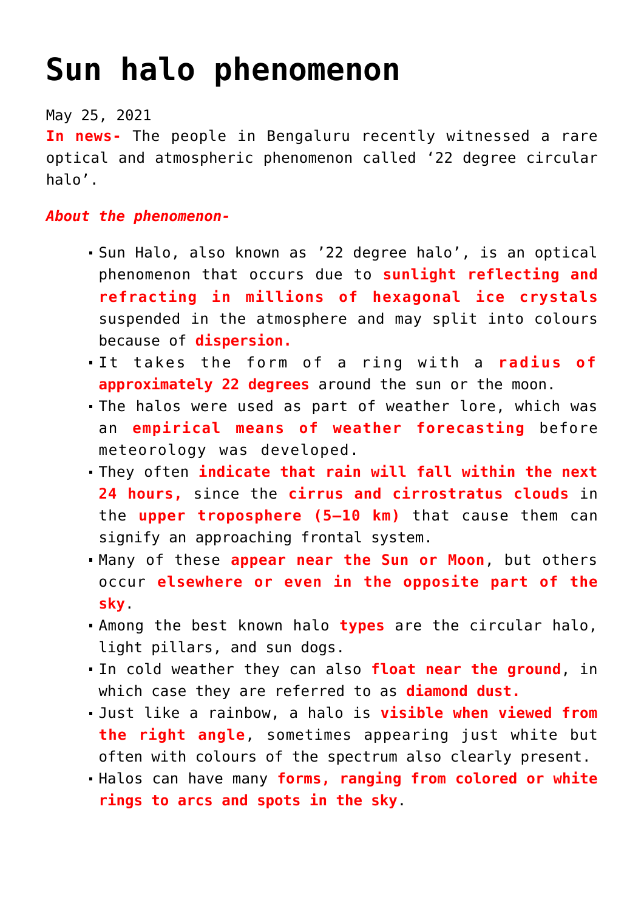# Sun halo phenomenon

May 25, 2021

**In news-** The people in Bengaluru recently witnessed a rare optical and atmospheric phenomenon called '22 degree circular halo'.

***About the phenomenon-***

- Sun Halo, also known as '22 degree halo', is an optical phenomenon that occurs due to **sunlight reflecting and refracting in millions of hexagonal ice crystals** suspended in the atmosphere and may split into colours because of **dispersion.**
- It takes the form of a ring with a **radius of approximately 22 degrees** around the sun or the moon.
- The halos were used as part of weather lore, which was an **empirical means of weather forecasting** before meteorology was developed.
- They often **indicate that rain will fall within the next 24 hours,** since the **cirrus and cirrostratus clouds** in the **upper troposphere (5–10 km)** that cause them can signify an approaching frontal system.
- Many of these **appear near the Sun or Moon**, but others occur **elsewhere or even in the opposite part of the sky**.
- Among the best known halo **types** are the circular halo, light pillars, and sun dogs.
- In cold weather they can also **float near the ground**, in which case they are referred to as **diamond dust.**
- Just like a rainbow, a halo is **visible when viewed from the right angle**, sometimes appearing just white but often with colours of the spectrum also clearly present.
- Halos can have many **forms, ranging from colored or white rings to arcs and spots in the sky**.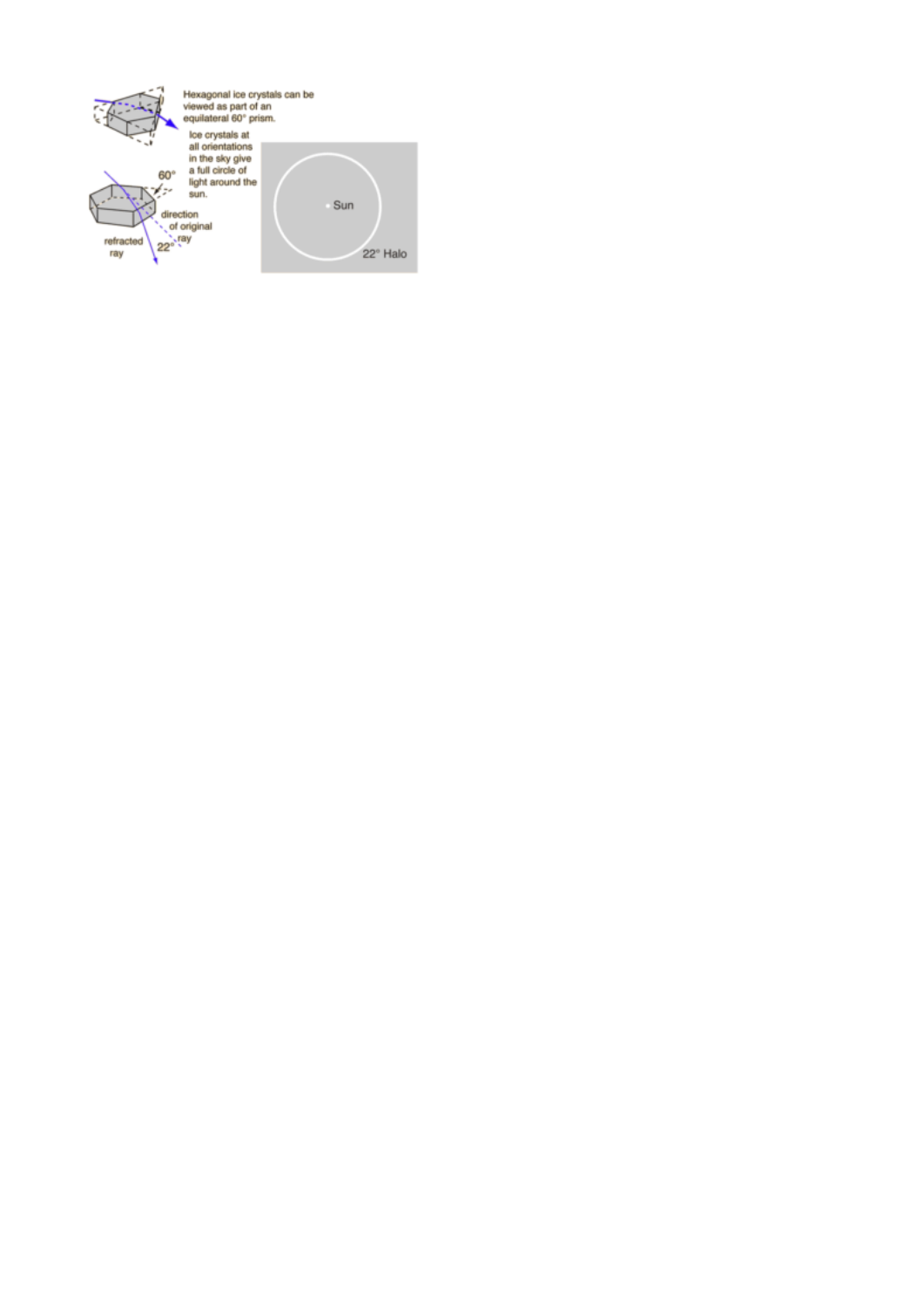Hexagonal ice crystals can be viewed as part of an equilateral 60° prism.

Ice crystals at all orientations in the sky give a full circle of light around the sun.

60°

direction of original ray

refracted ray

22°

Sun

22° Halo